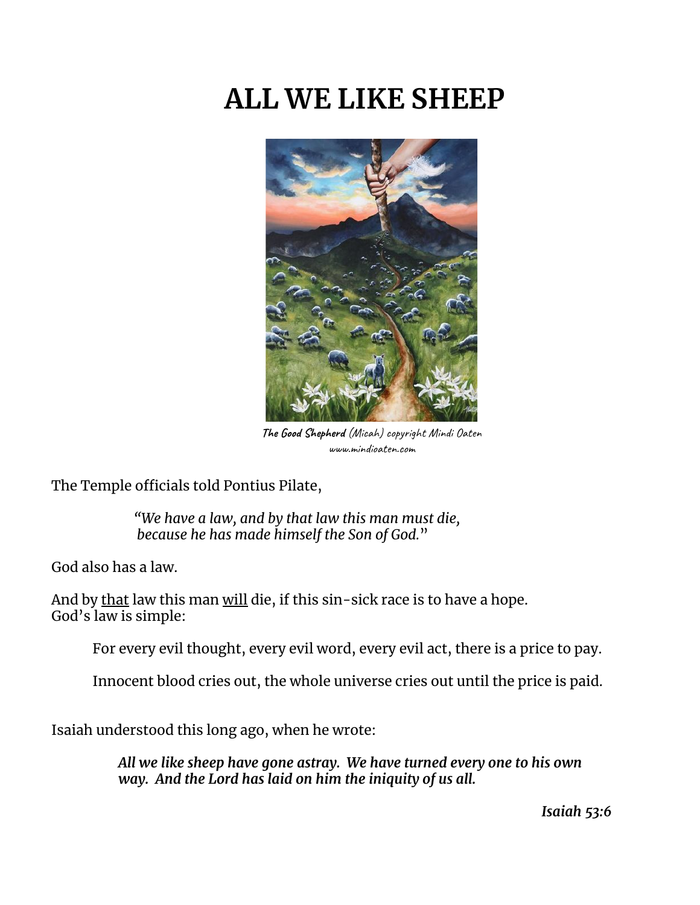# ALL WE LIKE SHEEP

***The Good Shepherd*** *(Micah) copyright Mindi Oaten*
*www.mindioaten.com*

The Temple officials told Pontius Pilate,

> *"We have a law, and by that law this man must die, because he has made himself the Son of God."*

God also has a law.

And by <u>that</u> law this man <u>will</u> die, if this sin-sick race is to have a hope.
God's law is simple:

> For every evil thought, every evil word, every evil act, there is a price to pay.
>
> Innocent blood cries out, the whole universe cries out until the price is paid.

Isaiah understood this long ago, when he wrote:

> ***All we like sheep have gone astray. We have turned every one to his own way. And the Lord has laid on him the iniquity of us all.***
>
> ***Isaiah 53:6***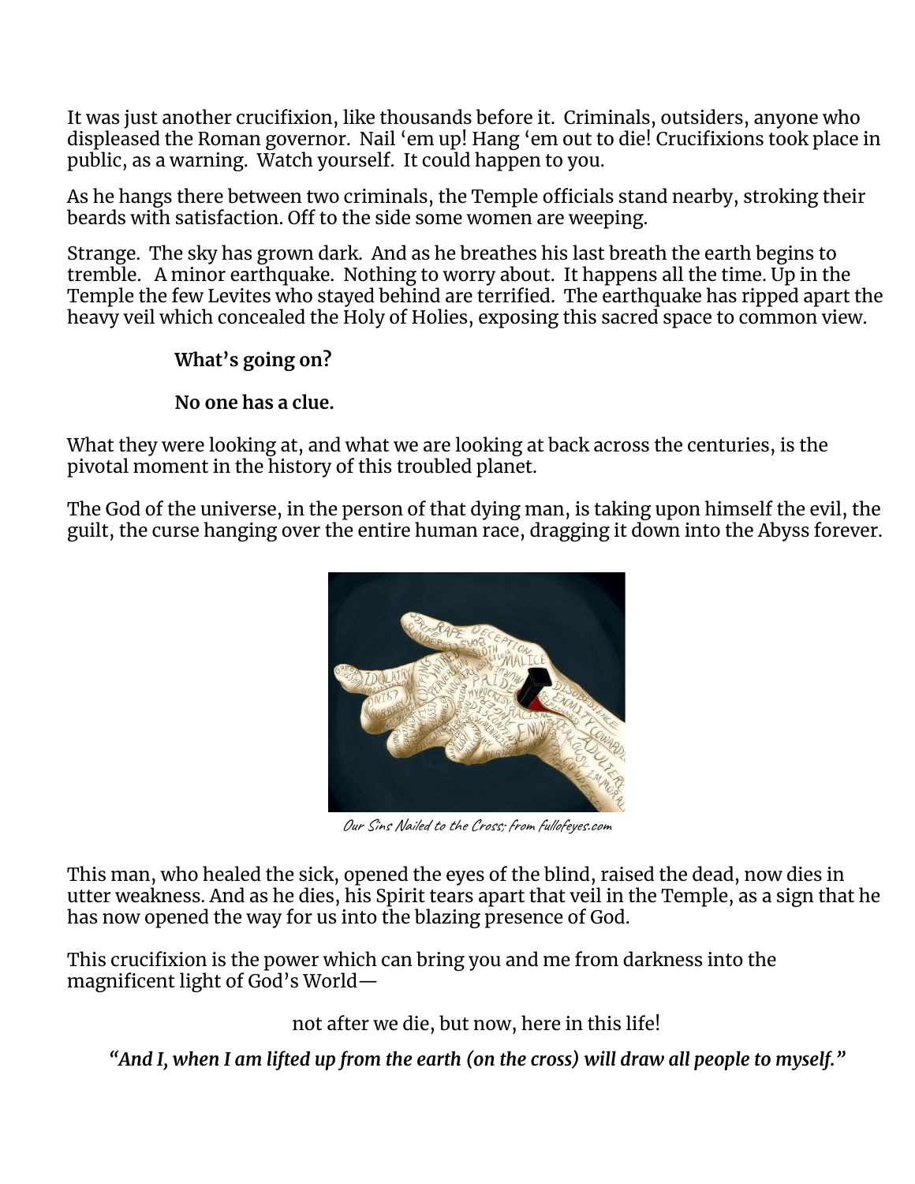It was just another crucifixion, like thousands before it. Criminals, outsiders, anyone who displeased the Roman governor. Nail 'em up! Hang 'em out to die! Crucifixions took place in public, as a warning. Watch yourself. It could happen to you.

As he hangs there between two criminals, the Temple officials stand nearby, stroking their beards with satisfaction. Off to the side some women are weeping.

Strange. The sky has grown dark. And as he breathes his last breath the earth begins to tremble. A minor earthquake. Nothing to worry about. It happens all the time. Up in the Temple the few Levites who stayed behind are terrified. The earthquake has ripped apart the heavy veil which concealed the Holy of Holies, exposing this sacred space to common view.

**What's going on?**

**No one has a clue.**

What they were looking at, and what we are looking at back across the centuries, is the pivotal moment in the history of this troubled planet.

The God of the universe, in the person of that dying man, is taking upon himself the evil, the guilt, the curse hanging over the entire human race, dragging it down into the Abyss forever.

*Our Sins Nailed to the Cross; from fullofeyes.com*

This man, who healed the sick, opened the eyes of the blind, raised the dead, now dies in utter weakness. And as he dies, his Spirit tears apart that veil in the Temple, as a sign that he has now opened the way for us into the blazing presence of God.

This crucifixion is the power which can bring you and me from darkness into the magnificent light of God's World—

not after we die, but now, here in this life!

***"And I, when I am lifted up from the earth (on the cross) will draw all people to myself."***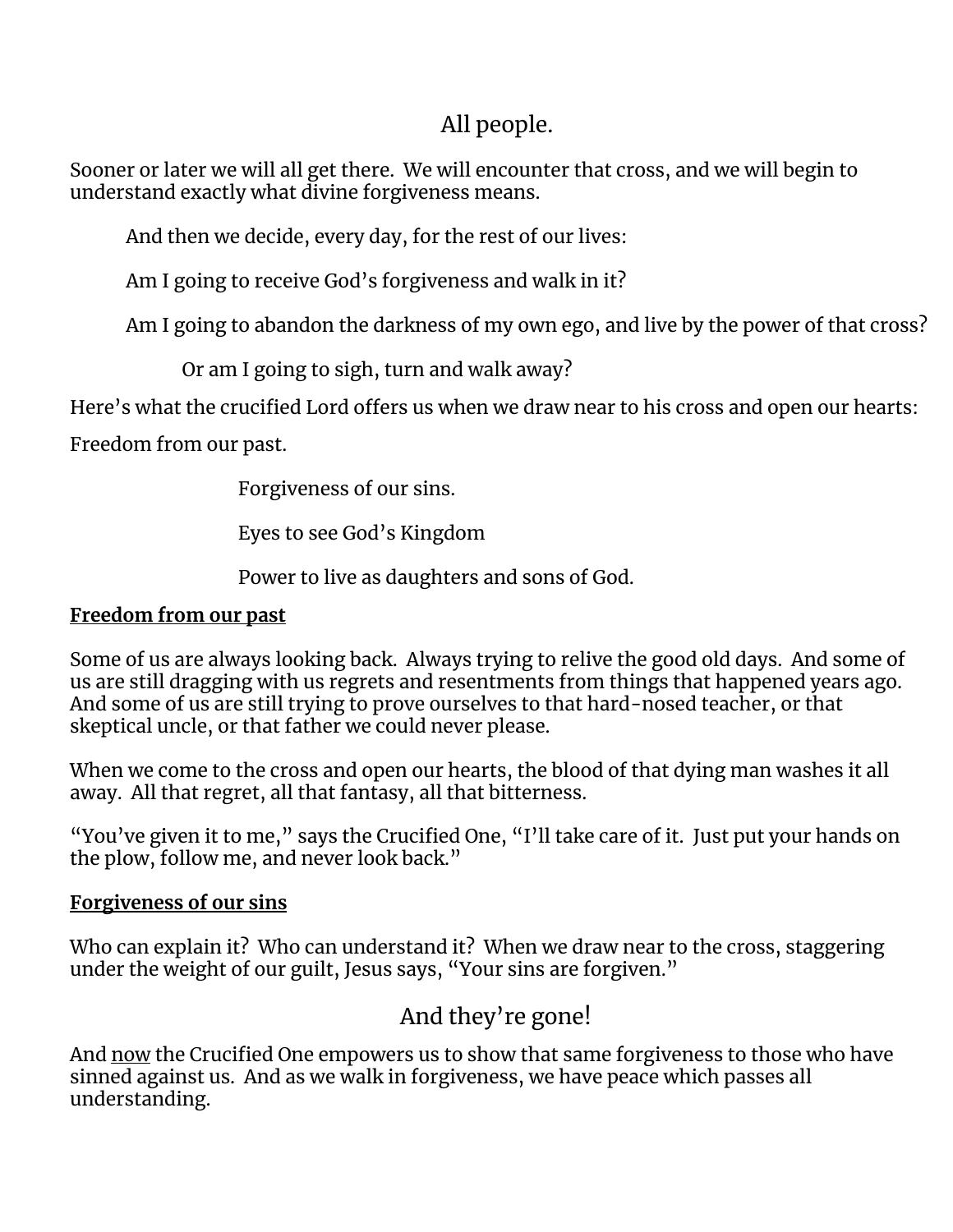All people.

Sooner or later we will all get there. We will encounter that cross, and we will begin to understand exactly what divine forgiveness means.

And then we decide, every day, for the rest of our lives:

Am I going to receive God's forgiveness and walk in it?

Am I going to abandon the darkness of my own ego, and live by the power of that cross?

Or am I going to sigh, turn and walk away?

Here's what the crucified Lord offers us when we draw near to his cross and open our hearts:

Freedom from our past.

Forgiveness of our sins.

Eyes to see God's Kingdom

Power to live as daughters and sons of God.

**Freedom from our past**

Some of us are always looking back. Always trying to relive the good old days. And some of us are still dragging with us regrets and resentments from things that happened years ago. And some of us are still trying to prove ourselves to that hard-nosed teacher, or that skeptical uncle, or that father we could never please.

When we come to the cross and open our hearts, the blood of that dying man washes it all away. All that regret, all that fantasy, all that bitterness.

"You've given it to me," says the Crucified One, "I'll take care of it. Just put your hands on the plow, follow me, and never look back."

**Forgiveness of our sins**

Who can explain it? Who can understand it? When we draw near to the cross, staggering under the weight of our guilt, Jesus says, "Your sins are forgiven."

And they're gone!

And now the Crucified One empowers us to show that same forgiveness to those who have sinned against us. And as we walk in forgiveness, we have peace which passes all understanding.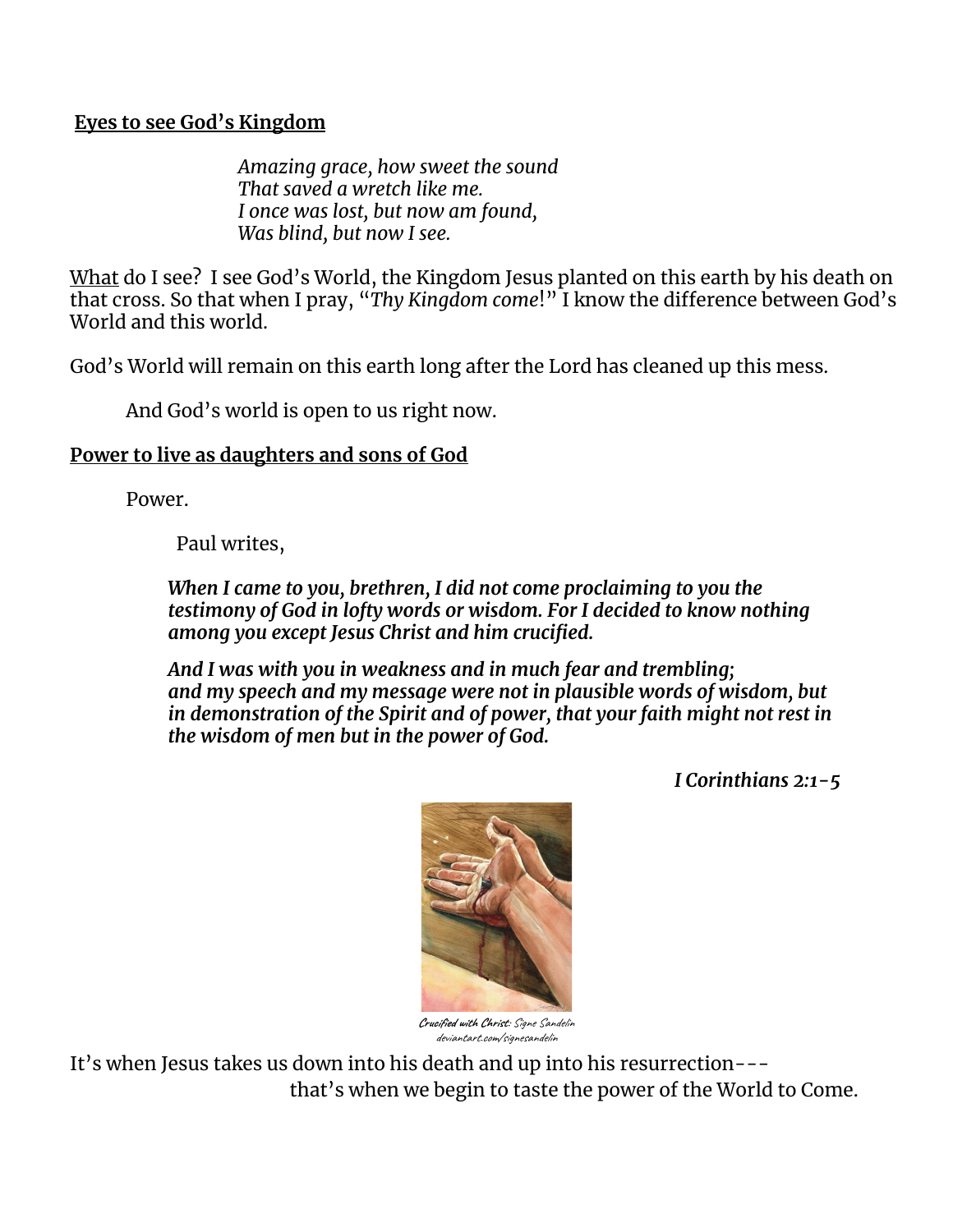**<u>Eyes to see God's Kingdom</u>**

> *Amazing grace, how sweet the sound*
> *That saved a wretch like me.*
> *I once was lost, but now am found,*
> *Was blind, but now I see.*

<u>What</u> do I see? I see God's World, the Kingdom Jesus planted on this earth by his death on that cross. So that when I pray, "*Thy Kingdom come*!" I know the difference between God's World and this world.

God's World will remain on this earth long after the Lord has cleaned up this mess.

And God's world is open to us right now.

**<u>Power to live as daughters and sons of God</u>**

Power.

Paul writes,

> ***When I came to you, brethren, I did not come proclaiming to you the testimony of God in lofty words or wisdom. For I decided to know nothing among you except Jesus Christ and him crucified.***
>
> ***And I was with you in weakness and in much fear and trembling; and my speech and my message were not in plausible words of wisdom, but in demonstration of the Spirit and of power, that your faith might not rest in the wisdom of men but in the power of God.***
>
> ***I Corinthians 2:1-5***

*Crucified with Christ: Signe Sandelin*
*deviantart.com/signesandelin*

It's when Jesus takes us down into his death and up into his resurrection---
that's when we begin to taste the power of the World to Come.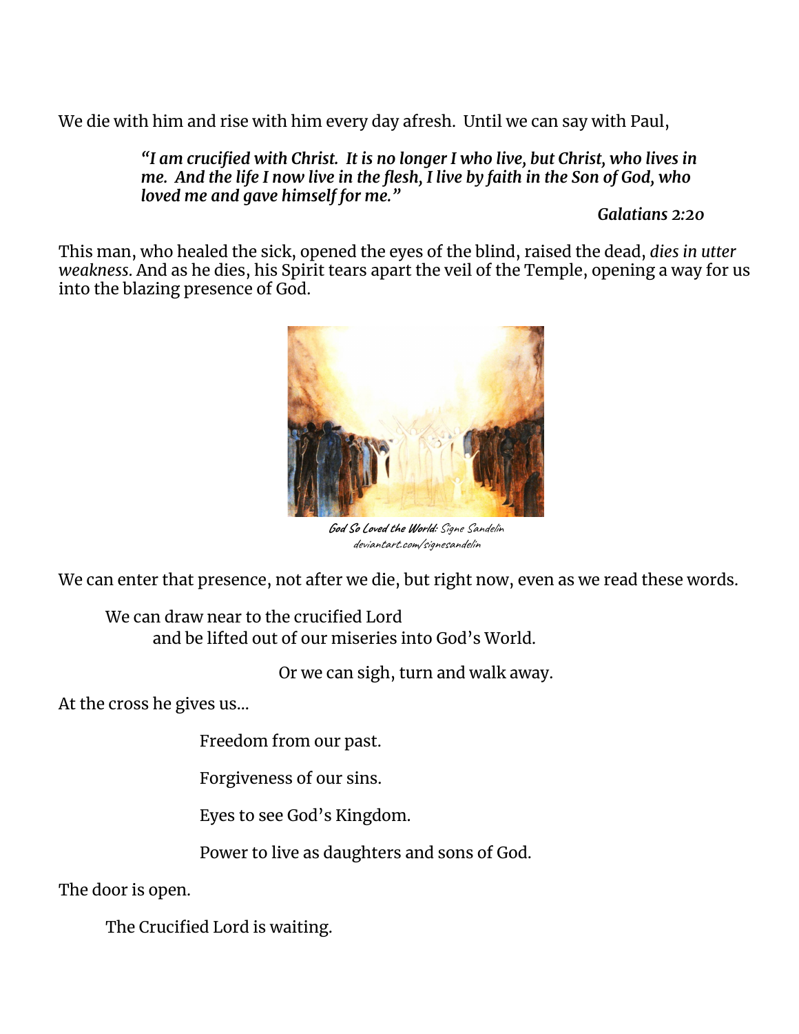We die with him and rise with him every day afresh. Until we can say with Paul,

> ***"I am crucified with Christ. It is no longer I who live, but Christ, who lives in me. And the life I now live in the flesh, I live by faith in the Son of God, who loved me and gave himself for me."***
>
> ***Galatians 2:20***

This man, who healed the sick, opened the eyes of the blind, raised the dead, *dies in utter weakness*. And as he dies, his Spirit tears apart the veil of the Temple, opening a way for us into the blazing presence of God.

*God So Loved the World: Signe Sandelin*
*deviantart.com/signesandelin*

We can enter that presence, not after we die, but right now, even as we read these words.

We can draw near to the crucified Lord
and be lifted out of our miseries into God's World.

Or we can sigh, turn and walk away.

At the cross he gives us...

Freedom from our past.

Forgiveness of our sins.

Eyes to see God's Kingdom.

Power to live as daughters and sons of God.

The door is open.

The Crucified Lord is waiting.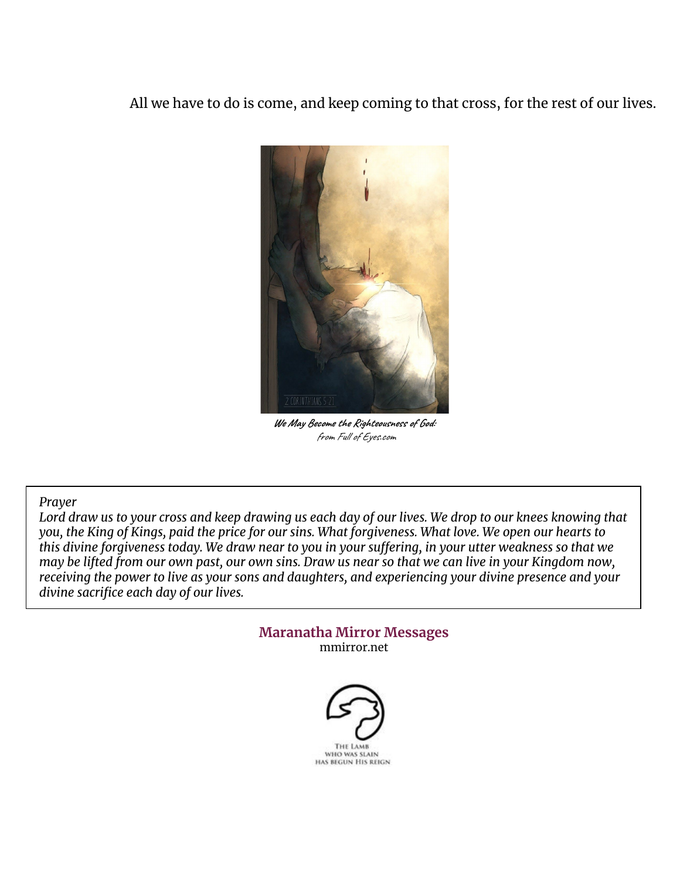All we have to do is come, and keep coming to that cross, for the rest of our lives.

**We May Become the Righteousness of God:**
*from Full of Eyes.com*

*Prayer*
*Lord draw us to your cross and keep drawing us each day of our lives. We drop to our knees knowing that you, the King of Kings, paid the price for our sins. What forgiveness. What love. We open our hearts to this divine forgiveness today. We draw near to you in your suffering, in your utter weakness so that we may be lifted from our own past, our own sins. Draw us near so that we can live in your Kingdom now, receiving the power to live as your sons and daughters, and experiencing your divine presence and your divine sacrifice each day of our lives.*

**Maranatha Mirror Messages**
mmirror.net

THE LAMB WHO WAS SLAIN HAS BEGUN HIS REIGN